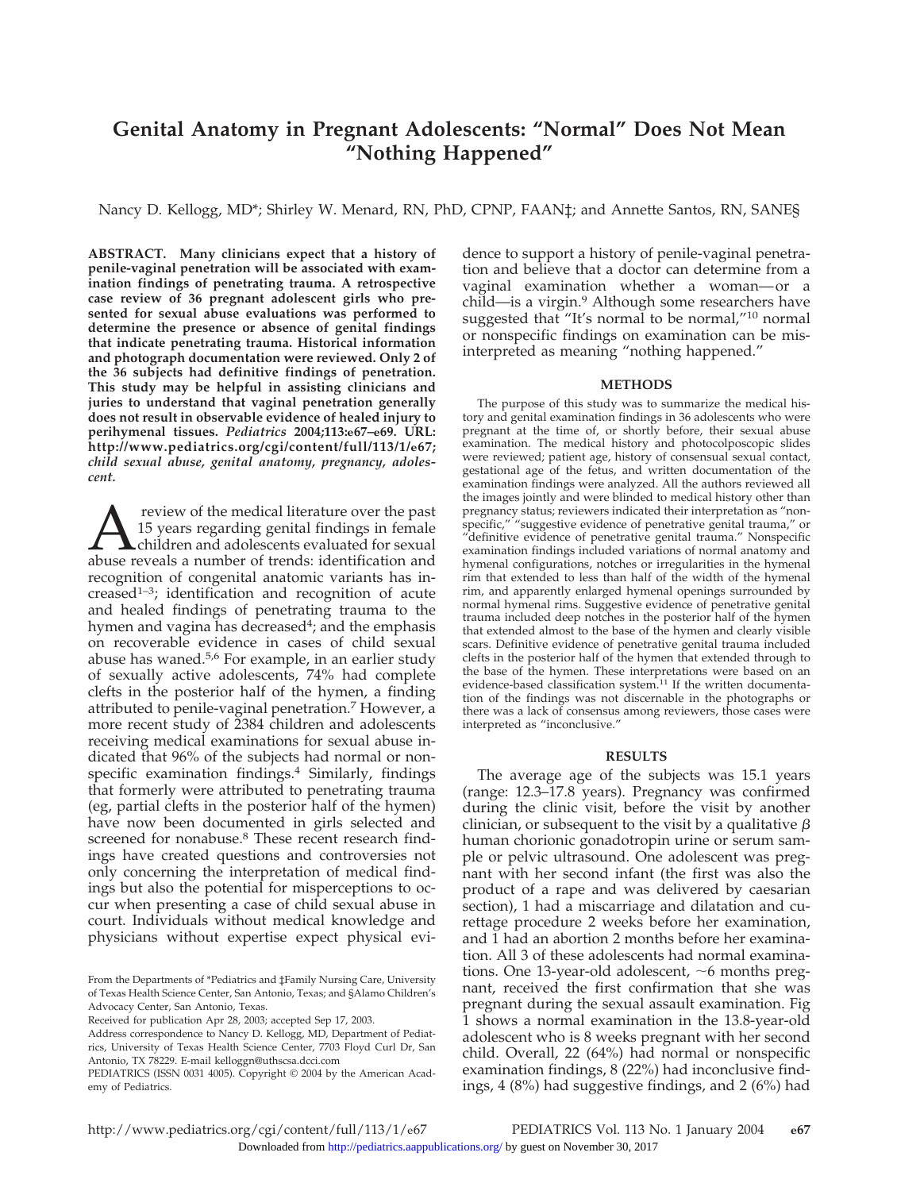# Genital Anatomy in Pregnant Adolescents: "Normal" Does Not Mean "Nothing Happened"

Nancy D. Kellogg, MD*; Shirley W. Menard, RN, PhD, CPNP, FAAN‡; and Annette Santos, RN, SANE§

**ABSTRACT. Many clinicians expect that a history of penile-vaginal penetration will be associated with examination findings of penetrating trauma. A retrospective case review of 36 pregnant adolescent girls who presented for sexual abuse evaluations was performed to determine the presence or absence of genital findings that indicate penetrating trauma. Historical information and photograph documentation were reviewed. Only 2 of the 36 subjects had definitive findings of penetration. This study may be helpful in assisting clinicians and juries to understand that vaginal penetration generally does not result in observable evidence of healed injury to perihymenal tissues.** ***Pediatrics*** **2004;113:e67–e69. URL: http://www.pediatrics.org/cgi/content/full/113/1/e67;** ***child sexual abuse, genital anatomy, pregnancy, adolescent.***

A review of the medical literature over the past 15 years regarding genital findings in female children and adolescents evaluated for sexual abuse reveals a number of trends: identification and recognition of congenital anatomic variants has increased[1–3]; identification and recognition of acute and healed findings of penetrating trauma to the hymen and vagina has decreased[4]; and the emphasis on recoverable evidence in cases of child sexual abuse has waned.[5,6] For example, in an earlier study of sexually active adolescents, 74% had complete clefts in the posterior half of the hymen, a finding attributed to penile-vaginal penetration.[7] However, a more recent study of 2384 children and adolescents receiving medical examinations for sexual abuse indicated that 96% of the subjects had normal or nonspecific examination findings.[4] Similarly, findings that formerly were attributed to penetrating trauma (eg, partial clefts in the posterior half of the hymen) have now been documented in girls selected and screened for nonabuse.[8] These recent research findings have created questions and controversies not only concerning the interpretation of medical findings but also the potential for misperceptions to occur when presenting a case of child sexual abuse in court. Individuals without medical knowledge and physicians without expertise expect physical evidence to support a history of penile-vaginal penetration and believe that a doctor can determine from a vaginal examination whether a woman—or a child—is a virgin.[9] Although some researchers have suggested that "It's normal to be normal,"[10] normal or nonspecific findings on examination can be misinterpreted as meaning "nothing happened."

From the Departments of *Pediatrics and ‡Family Nursing Care, University of Texas Health Science Center, San Antonio, Texas; and §Alamo Children's Advocacy Center, San Antonio, Texas.

Received for publication Apr 28, 2003; accepted Sep 17, 2003.

Address correspondence to Nancy D. Kellogg, MD, Department of Pediatrics, University of Texas Health Science Center, 7703 Floyd Curl Dr, San Antonio, TX 78229. E-mail kelloggn@uthscsa.dcci.com

PEDIATRICS (ISSN 0031 4005). Copyright © 2004 by the American Academy of Pediatrics.

## METHODS

The purpose of this study was to summarize the medical history and genital examination findings in 36 adolescents who were pregnant at the time of, or shortly before, their sexual abuse examination. The medical history and photocolposcopic slides were reviewed; patient age, history of consensual sexual contact, gestational age of the fetus, and written documentation of the examination findings were analyzed. All the authors reviewed all the images jointly and were blinded to medical history other than pregnancy status; reviewers indicated their interpretation as "nonspecific," "suggestive evidence of penetrative genital trauma," or "definitive evidence of penetrative genital trauma." Nonspecific examination findings included variations of normal anatomy and hymenal configurations, notches or irregularities in the hymenal rim that extended to less than half of the width of the hymenal rim, and apparently enlarged hymenal openings surrounded by normal hymenal rims. Suggestive evidence of penetrative genital trauma included deep notches in the posterior half of the hymen that extended almost to the base of the hymen and clearly visible scars. Definitive evidence of penetrative genital trauma included clefts in the posterior half of the hymen that extended through to the base of the hymen. These interpretations were based on an evidence-based classification system.[11] If the written documentation of the findings was not discernable in the photographs or there was a lack of consensus among reviewers, those cases were interpreted as "inconclusive."

## RESULTS

The average age of the subjects was 15.1 years (range: 12.3–17.8 years). Pregnancy was confirmed during the clinic visit, before the visit by another clinician, or subsequent to the visit by a qualitative $\beta$ human chorionic gonadotropin urine or serum sample or pelvic ultrasound. One adolescent was pregnant with her second infant (the first was also the product of a rape and was delivered by caesarian section), 1 had a miscarriage and dilatation and curettage procedure 2 weeks before her examination, and 1 had an abortion 2 months before her examination. All 3 of these adolescents had normal examinations. One 13-year-old adolescent, ~6 months pregnant, received the first confirmation that she was pregnant during the sexual assault examination. Fig 1 shows a normal examination in the 13.8-year-old adolescent who is 8 weeks pregnant with her second child. Overall, 22 (64%) had normal or nonspecific examination findings, 8 (22%) had inconclusive findings, 4 (8%) had suggestive findings, and 2 (6%) had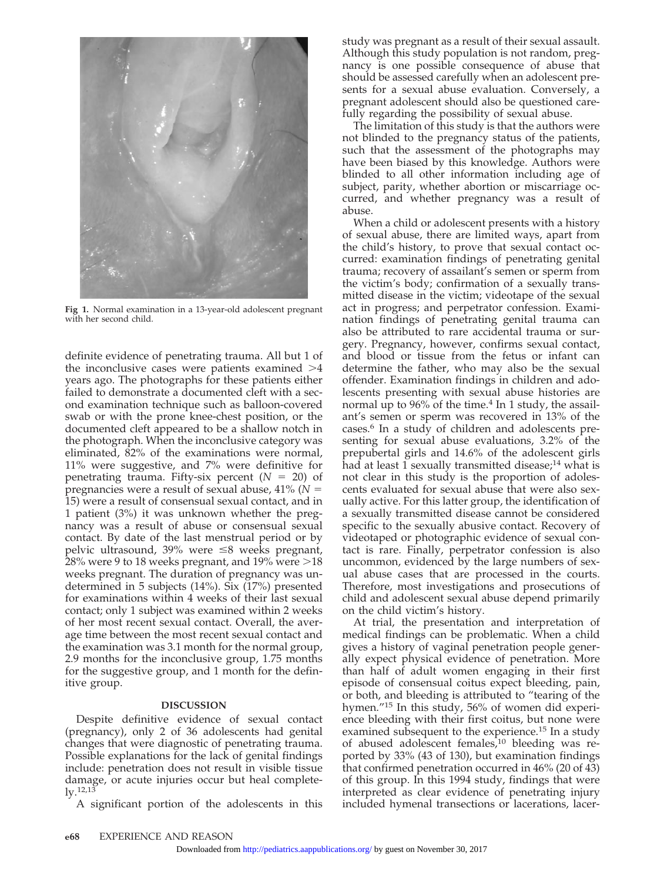Fig 1. Normal examination in a 13-year-old adolescent pregnant with her second child.

definite evidence of penetrating trauma. All but 1 of the inconclusive cases were patients examined >4 years ago. The photographs for these patients either failed to demonstrate a documented cleft with a second examination technique such as balloon-covered swab or with the prone knee-chest position, or the documented cleft appeared to be a shallow notch in the photograph. When the inconclusive category was eliminated, 82% of the examinations were normal, 11% were suggestive, and 7% were definitive for penetrating trauma. Fifty-six percent ($N$ = 20) of pregnancies were a result of sexual abuse, 41% ($N$ = 15) were a result of consensual sexual contact, and in 1 patient (3%) it was unknown whether the pregnancy was a result of abuse or consensual sexual contact. By date of the last menstrual period or by pelvic ultrasound, 39% were ≤8 weeks pregnant, 28% were 9 to 18 weeks pregnant, and 19% were >18 weeks pregnant. The duration of pregnancy was undetermined in 5 subjects (14%). Six (17%) presented for examinations within 4 weeks of their last sexual contact; only 1 subject was examined within 2 weeks of her most recent sexual contact. Overall, the average time between the most recent sexual contact and the examination was 3.1 month for the normal group, 2.9 months for the inconclusive group, 1.75 months for the suggestive group, and 1 month for the definitive group.

## DISCUSSION

Despite definitive evidence of sexual contact (pregnancy), only 2 of 36 adolescents had genital changes that were diagnostic of penetrating trauma. Possible explanations for the lack of genital findings include: penetration does not result in visible tissue damage, or acute injuries occur but heal completely.[12,13]

A significant portion of the adolescents in this study was pregnant as a result of their sexual assault. Although this study population is not random, pregnancy is one possible consequence of abuse that should be assessed carefully when an adolescent presents for a sexual abuse evaluation. Conversely, a pregnant adolescent should also be questioned carefully regarding the possibility of sexual abuse.

The limitation of this study is that the authors were not blinded to the pregnancy status of the patients, such that the assessment of the photographs may have been biased by this knowledge. Authors were blinded to all other information including age of subject, parity, whether abortion or miscarriage occurred, and whether pregnancy was a result of abuse.

When a child or adolescent presents with a history of sexual abuse, there are limited ways, apart from the child's history, to prove that sexual contact occurred: examination findings of penetrating genital trauma; recovery of assailant's semen or sperm from the victim's body; confirmation of a sexually transmitted disease in the victim; videotape of the sexual act in progress; and perpetrator confession. Examination findings of penetrating genital trauma can also be attributed to rare accidental trauma or surgery. Pregnancy, however, confirms sexual contact, and blood or tissue from the fetus or infant can determine the father, who may also be the sexual offender. Examination findings in children and adolescents presenting with sexual abuse histories are normal up to 96% of the time.[4] In 1 study, the assailant's semen or sperm was recovered in 13% of the cases.[6] In a study of children and adolescents presenting for sexual abuse evaluations, 3.2% of the prepubertal girls and 14.6% of the adolescent girls had at least 1 sexually transmitted disease;[14] what is not clear in this study is the proportion of adolescents evaluated for sexual abuse that were also sexually active. For this latter group, the identification of a sexually transmitted disease cannot be considered specific to the sexually abusive contact. Recovery of videotaped or photographic evidence of sexual contact is rare. Finally, perpetrator confession is also uncommon, evidenced by the large numbers of sexual abuse cases that are processed in the courts. Therefore, most investigations and prosecutions of child and adolescent sexual abuse depend primarily on the child victim's history.

At trial, the presentation and interpretation of medical findings can be problematic. When a child gives a history of vaginal penetration people generally expect physical evidence of penetration. More than half of adult women engaging in their first episode of consensual coitus expect bleeding, pain, or both, and bleeding is attributed to "tearing of the hymen."[15] In this study, 56% of women did experience bleeding with their first coitus, but none were examined subsequent to the experience.[15] In a study of abused adolescent females,[10] bleeding was reported by 33% (43 of 130), but examination findings that confirmed penetration occurred in 46% (20 of 43) of this group. In this 1994 study, findings that were interpreted as clear evidence of penetrating injury included hymenal transections or lacerations, lacer-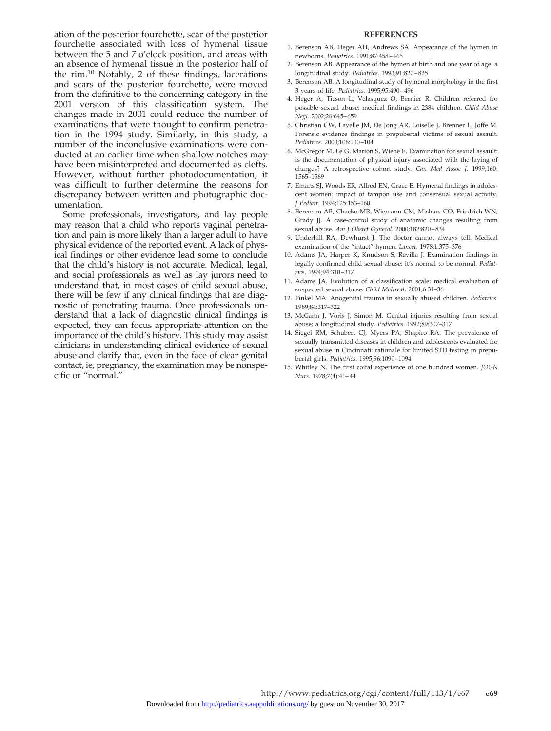ation of the posterior fourchette, scar of the posterior fourchette associated with loss of hymenal tissue between the 5 and 7 o'clock position, and areas with an absence of hymenal tissue in the posterior half of the rim.[10] Notably, 2 of these findings, lacerations and scars of the posterior fourchette, were moved from the definitive to the concerning category in the 2001 version of this classification system. The changes made in 2001 could reduce the number of examinations that were thought to confirm penetration in the 1994 study. Similarly, in this study, a number of the inconclusive examinations were conducted at an earlier time when shallow notches may have been misinterpreted and documented as clefts. However, without further photodocumentation, it was difficult to further determine the reasons for discrepancy between written and photographic documentation.

Some professionals, investigators, and lay people may reason that a child who reports vaginal penetration and pain is more likely than a larger adult to have physical evidence of the reported event. A lack of physical findings or other evidence lead some to conclude that the child's history is not accurate. Medical, legal, and social professionals as well as lay jurors need to understand that, in most cases of child sexual abuse, there will be few if any clinical findings that are diagnostic of penetrating trauma. Once professionals understand that a lack of diagnostic clinical findings is expected, they can focus appropriate attention on the importance of the child's history. This study may assist clinicians in understanding clinical evidence of sexual abuse and clarify that, even in the face of clear genital contact, ie, pregnancy, the examination may be nonspecific or "normal."

## REFERENCES

1. Berenson AB, Heger AH, Andrews SA. Appearance of the hymen in newborns. *Pediatrics*. 1991;87:458–465
2. Berenson AB. Appearance of the hymen at birth and one year of age: a longitudinal study. *Pediatrics*. 1993;91:820–825
3. Berenson AB. A longitudinal study of hymenal morphology in the first 3 years of life. *Pediatrics*. 1995;95:490–496
4. Heger A, Ticson L, Velasquez O, Bernier R. Children referred for possible sexual abuse: medical findings in 2384 children. *Child Abuse Negl*. 2002;26:645–659
5. Christian CW, Lavelle JM, De Jong AR, Loiselle J, Brenner L, Joffe M. Forensic evidence findings in prepubertal victims of sexual assault. *Pediatrics*. 2000;106:100–104
6. McGregor M, Le G, Marion S, Wiebe E. Examination for sexual assault: is the documentation of physical injury associated with the laying of charges? A retrospective cohort study. *Can Med Assoc J*. 1999;160: 1565–1569
7. Emans SJ, Woods ER, Allred EN, Grace E. Hymenal findings in adolescent women: impact of tampon use and consensual sexual activity. *J Pediatr*. 1994;125:153–160
8. Berenson AB, Chacko MR, Wiemann CM, Mishaw CO, Friedrich WN, Grady JJ. A case-control study of anatomic changes resulting from sexual abuse. *Am J Obstet Gynecol*. 2000;182:820–834
9. Underhill RA, Dewhurst J. The doctor cannot always tell. Medical examination of the "intact" hymen. *Lancet*. 1978;1:375–376
10. Adams JA, Harper K, Knudson S, Revilla J. Examination findings in legally confirmed child sexual abuse: it's normal to be normal. *Pediatrics*. 1994;94:310–317
11. Adams JA. Evolution of a classification scale: medical evaluation of suspected sexual abuse. *Child Maltreat*. 2001;6:31–36
12. Finkel MA. Anogenital trauma in sexually abused children. *Pediatrics*. 1989;84:317–322
13. McCann J, Voris J, Simon M. Genital injuries resulting from sexual abuse: a longitudinal study. *Pediatrics*. 1992;89:307–317
14. Siegel RM, Schubert CJ, Myers PA, Shapiro RA. The prevalence of sexually transmitted diseases in children and adolescents evaluated for sexual abuse in Cincinnati: rationale for limited STD testing in prepubertal girls. *Pediatrics*. 1995;96:1090–1094
15. Whitley N. The first coital experience of one hundred women. *JOGN Nurs*. 1978;7(4):41–44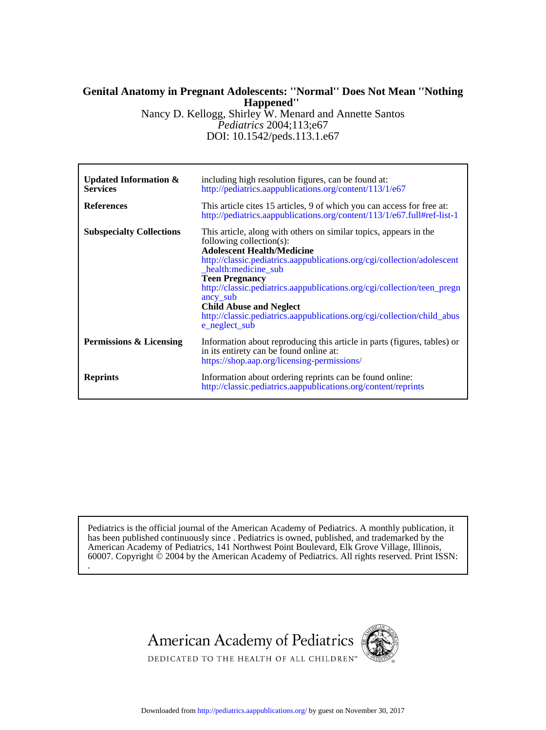# Genital Anatomy in Pregnant Adolescents: ''Normal'' Does Not Mean ''Nothing Happened''

Nancy D. Kellogg, Shirley W. Menard and Annette Santos

*Pediatrics* 2004;113;e67

DOI: 10.1542/peds.113.1.e67

| | |
|---|---|
| **Updated Information & Services** | including high resolution figures, can be found at: http://pediatrics.aappublications.org/content/113/1/e67 |
| **References** | This article cites 15 articles, 9 of which you can access for free at: http://pediatrics.aappublications.org/content/113/1/e67.full#ref-list-1 |
| **Subspecialty Collections** | This article, along with others on similar topics, appears in the following collection(s): **Adolescent Health/Medicine** http://classic.pediatrics.aappublications.org/cgi/collection/adolescent_health:medicine_sub **Teen Pregnancy** http://classic.pediatrics.aappublications.org/cgi/collection/teen_pregnancy_sub **Child Abuse and Neglect** http://classic.pediatrics.aappublications.org/cgi/collection/child_abuse_neglect_sub |
| **Permissions & Licensing** | Information about reproducing this article in parts (figures, tables) or in its entirety can be found online at: https://shop.aap.org/licensing-permissions/ |
| **Reprints** | Information about ordering reprints can be found online: http://classic.pediatrics.aappublications.org/content/reprints |

Pediatrics is the official journal of the American Academy of Pediatrics. A monthly publication, it has been published continuously since . Pediatrics is owned, published, and trademarked by the American Academy of Pediatrics, 141 Northwest Point Boulevard, Elk Grove Village, Illinois, 60007. Copyright © 2004 by the American Academy of Pediatrics. All rights reserved. Print ISSN: .

American Academy of Pediatrics

DEDICATED TO THE HEALTH OF ALL CHILDREN™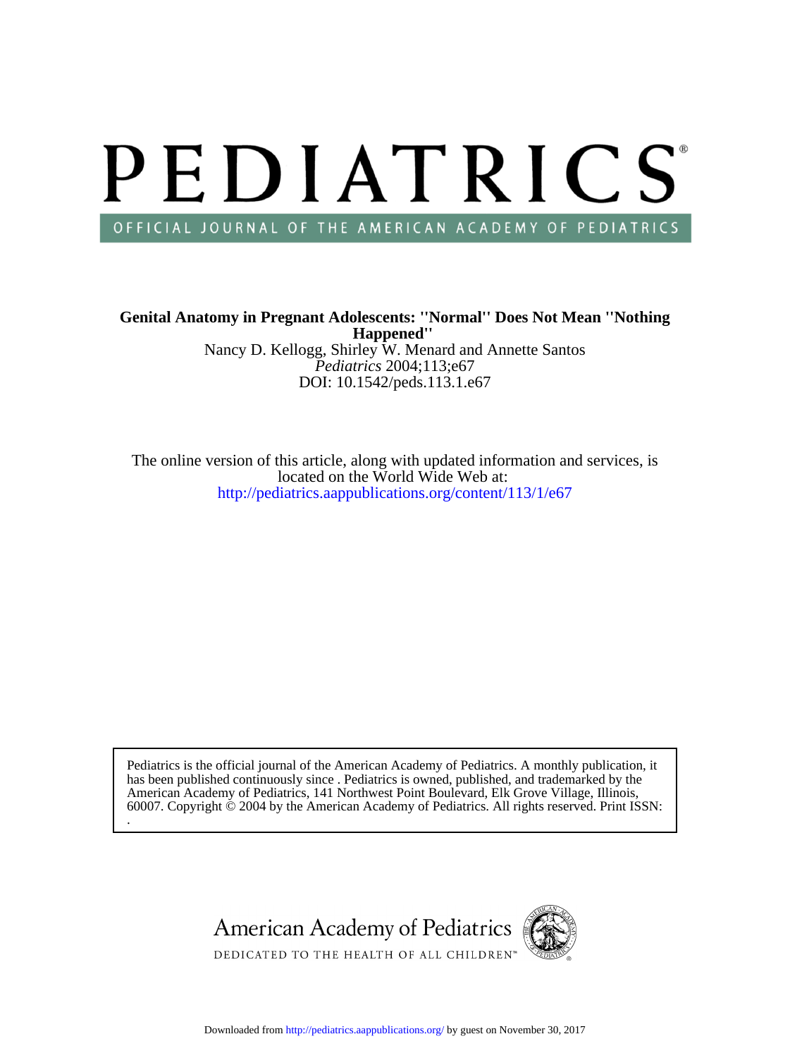# PEDIATRICS

OFFICIAL JOURNAL OF THE AMERICAN ACADEMY OF PEDIATRICS

**Genital Anatomy in Pregnant Adolescents: ''Normal'' Does Not Mean ''Nothing Happened''**

Nancy D. Kellogg, Shirley W. Menard and Annette Santos

*Pediatrics* 2004;113;e67

DOI: 10.1542/peds.113.1.e67

The online version of this article, along with updated information and services, is located on the World Wide Web at:

http://pediatrics.aappublications.org/content/113/1/e67

Pediatrics is the official journal of the American Academy of Pediatrics. A monthly publication, it has been published continuously since . Pediatrics is owned, published, and trademarked by the American Academy of Pediatrics, 141 Northwest Point Boulevard, Elk Grove Village, Illinois, 60007. Copyright © 2004 by the American Academy of Pediatrics. All rights reserved. Print ISSN: .

American Academy of Pediatrics

DEDICATED TO THE HEALTH OF ALL CHILDREN™